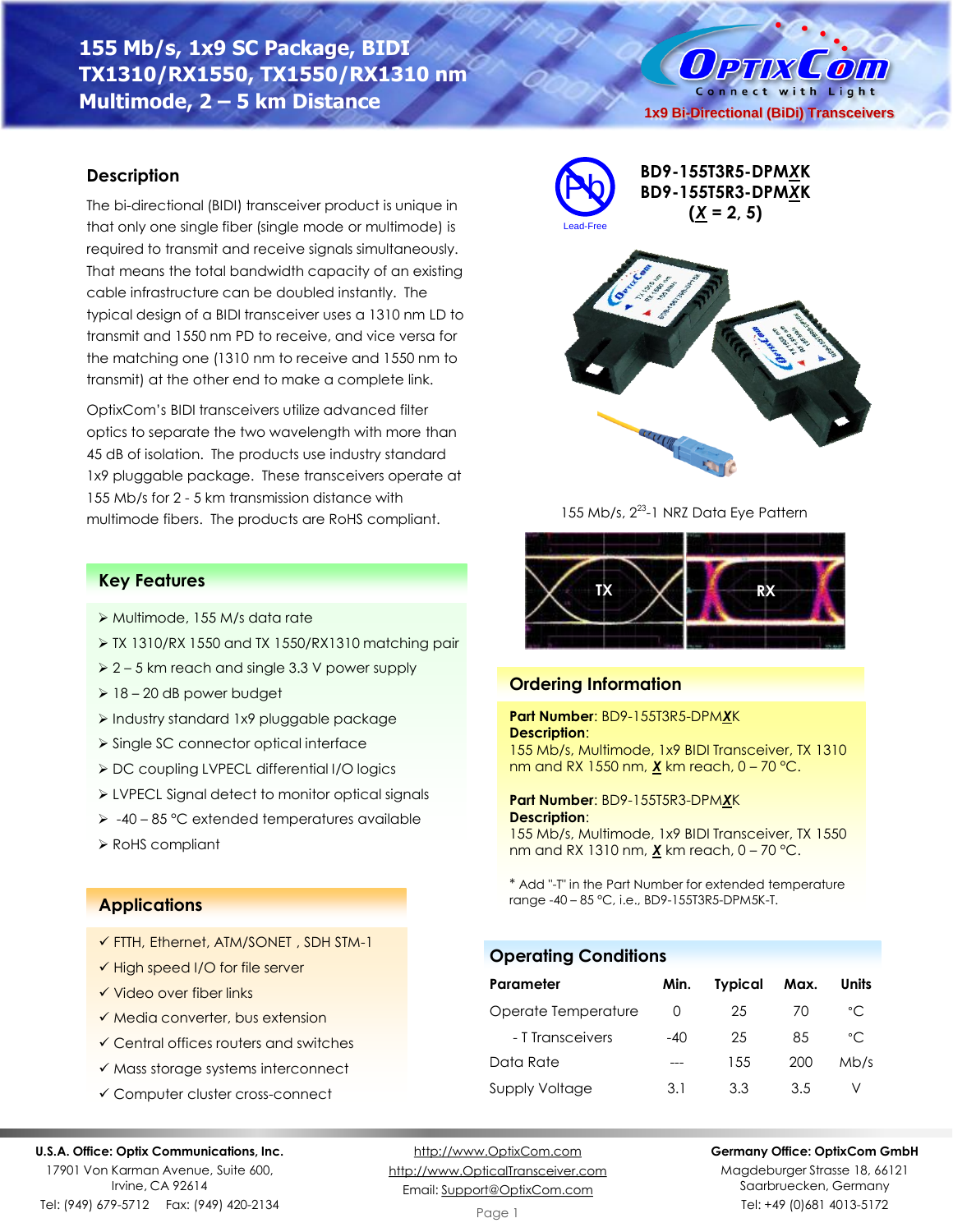# 155 Mb/s, 1x9 SC Package, BIDI TX1310/RX1550, TX1550/RX1310 nm Multimode, 2 – 5 km Distance

1x9 Bi-Directional (BiDi) Transceivers

**BD9-155T3R5-DPMXK**
**BD9-155T5R3-DPMXK**
**(X = 2, 5)**

Lead-Free

## Description

The bi-directional (BIDI) transceiver product is unique in that only one single fiber (single mode or multimode) is required to transmit and receive signals simultaneously. That means the total bandwidth capacity of an existing cable infrastructure can be doubled instantly. The typical design of a BIDI transceiver uses a 1310 nm LD to transmit and 1550 nm PD to receive, and vice versa for the matching one (1310 nm to receive and 1550 nm to transmit) at the other end to make a complete link.

OptixCom's BIDI transceivers utilize advanced filter optics to separate the two wavelength with more than 45 dB of isolation. The products use industry standard 1x9 pluggable package. These transceivers operate at 155 Mb/s for 2 - 5 km transmission distance with multimode fibers. The products are RoHS compliant.

155 Mb/s, $2^{23}$-1 NRZ Data Eye Pattern

## Key Features

- Multimode, 155 M/s data rate
- TX 1310/RX 1550 and TX 1550/RX1310 matching pair
- 2 – 5 km reach and single 3.3 V power supply
- 18 – 20 dB power budget
- Industry standard 1x9 pluggable package
- Single SC connector optical interface
- DC coupling LVPECL differential I/O logics
- LVPECL Signal detect to monitor optical signals
- -40 – 85 °C extended temperatures available
- RoHS compliant

## Applications

- ✓ FTTH, Ethernet, ATM/SONET , SDH STM-1
- ✓ High speed I/O for file server
- ✓ Video over fiber links
- ✓ Media converter, bus extension
- ✓ Central offices routers and switches
- ✓ Mass storage systems interconnect
- ✓ Computer cluster cross-connect

## Ordering Information

**Part Number**: BD9-155T3R5-DPM***X***K
**Description**:
155 Mb/s, Multimode, 1x9 BIDI Transceiver, TX 1310 nm and RX 1550 nm, ***X*** km reach, 0 – 70 °C.

**Part Number**: BD9-155T5R3-DPM***X***K
**Description**:
155 Mb/s, Multimode, 1x9 BIDI Transceiver, TX 1550 nm and RX 1310 nm, ***X*** km reach, 0 – 70 °C.

* Add "-T" in the Part Number for extended temperature range -40 – 85 °C, i.e., BD9-155T3R5-DPM5K-T.

## Operating Conditions

| Parameter | Min. | Typical | Max. | Units |
|---|---|---|---|---|
| Operate Temperature | 0 | 25 | 70 | °C |
| - T Transceivers | -40 | 25 | 85 | °C |
| Data Rate | --- | 155 | 200 | Mb/s |
| Supply Voltage | 3.1 | 3.3 | 3.5 | V |

**U.S.A. Office: Optix Communications, Inc.**
17901 Von Karman Avenue, Suite 600,
Irvine, CA 92614
Tel: (949) 679-5712 Fax: (949) 420-2134

http://www.OptixCom.com
http://www.OpticalTransceiver.com
Email: Support@OptixCom.com

**Germany Office: OptixCom GmbH**
Magdeburger Strasse 18, 66121
Saarbruecken, Germany
Tel: +49 (0)681 4013-5172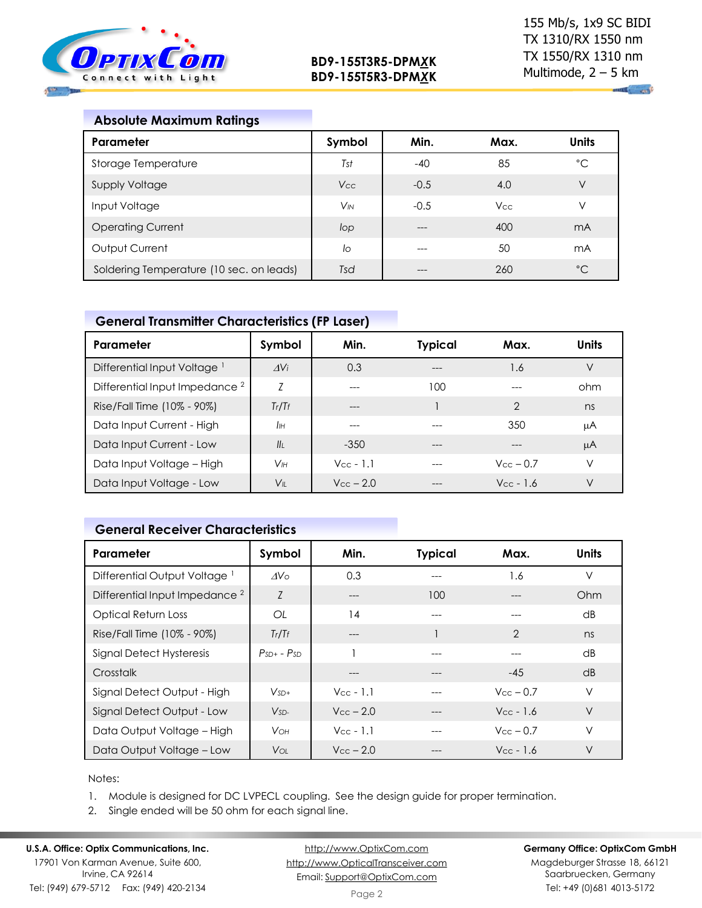## Absolute Maximum Ratings

| Parameter | Symbol | Min. | Max. | Units |
|---|---|---|---|---|
| Storage Temperature | $T_{st}$ | -40 | 85 | °C |
| Supply Voltage | $V_{CC}$ | -0.5 | 4.0 | V |
| Input Voltage | $V_{IN}$ | -0.5 | $V_{CC}$ | V |
| Operating Current | $I_{op}$ | --- | 400 | mA |
| Output Current | $I_o$ | --- | 50 | mA |
| Soldering Temperature (10 sec. on leads) | $T_{sd}$ | --- | 260 | °C |

## General Transmitter Characteristics (FP Laser)

| Parameter | Symbol | Min. | Typical | Max. | Units |
|---|---|---|---|---|---|
| Differential Input Voltage [1] | $\Delta V_i$ | 0.3 | --- | 1.6 | V |
| Differential Input Impedance [2] | $Z$ | --- | 100 | --- | ohm |
| Rise/Fall Time (10% - 90%) | $T_r/T_f$ | --- | 1 | 2 | ns |
| Data Input Current - High | $I_{IH}$ | --- | --- | 350 | μA |
| Data Input Current - Low | $I_{IL}$ | -350 | --- | --- | μA |
| Data Input Voltage – High | $V_{IH}$ | $V_{CC}$ - 1.1 | --- | $V_{CC}$ – 0.7 | V |
| Data Input Voltage - Low | $V_{IL}$ | $V_{CC}$ – 2.0 | --- | $V_{CC}$ - 1.6 | V |

## General Receiver Characteristics

| Parameter | Symbol | Min. | Typical | Max. | Units |
|---|---|---|---|---|---|
| Differential Output Voltage [1] | $\Delta V_o$ | 0.3 | --- | 1.6 | V |
| Differential Input Impedance [2] | $Z$ | --- | 100 | --- | Ohm |
| Optical Return Loss | $OL$ | 14 | --- | --- | dB |
| Rise/Fall Time (10% - 90%) | $T_r/T_f$ | --- | 1 | 2 | ns |
| Signal Detect Hysteresis | $P_{SD+}$ - $P_{SD}$ | 1 | --- | --- | dB |
| Crosstalk | | --- | --- | -45 | dB |
| Signal Detect Output - High | $V_{SD+}$ | $V_{CC}$ - 1.1 | --- | $V_{CC}$ – 0.7 | V |
| Signal Detect Output - Low | $V_{SD-}$ | $V_{CC}$ – 2.0 | --- | $V_{CC}$ - 1.6 | V |
| Data Output Voltage – High | $V_{OH}$ | $V_{CC}$ - 1.1 | --- | $V_{CC}$ – 0.7 | V |
| Data Output Voltage – Low | $V_{OL}$ | $V_{CC}$ – 2.0 | --- | $V_{CC}$ - 1.6 | V |

Notes:

1. Module is designed for DC LVPECL coupling. See the design guide for proper termination.
2. Single ended will be 50 ohm for each signal line.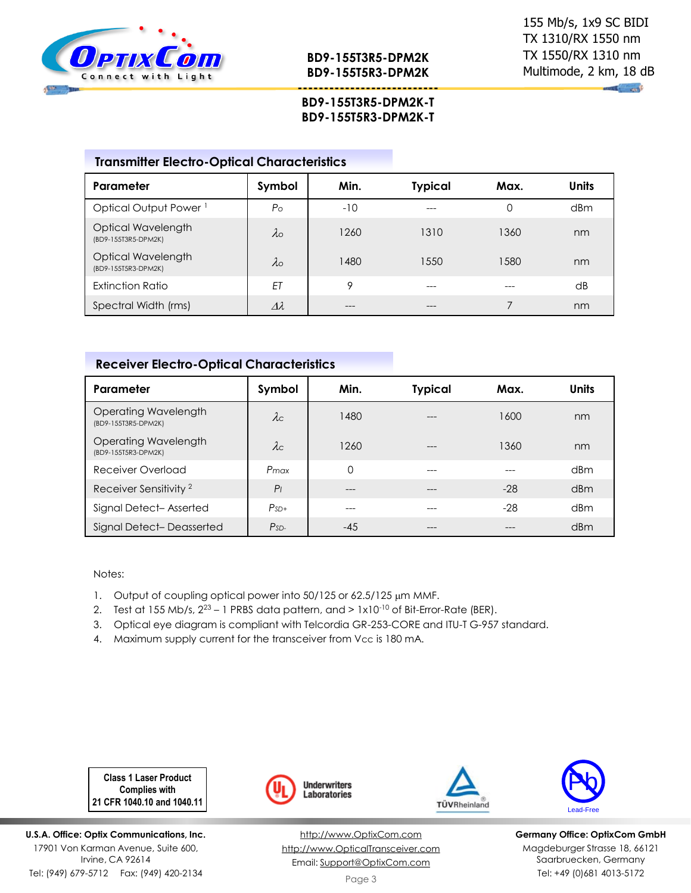## Transmitter Electro-Optical Characteristics

| Parameter | Symbol | Min. | Typical | Max. | Units |
|---|---|---|---|---|---|
| Optical Output Power [1] | $P_O$ | -10 | --- | 0 | dBm |
| Optical Wavelength (BD9-155T3R5-DPM2K) | $\lambda_O$ | 1260 | 1310 | 1360 | nm |
| Optical Wavelength (BD9-155T5R3-DPM2K) | $\lambda_O$ | 1480 | 1550 | 1580 | nm |
| Extinction Ratio | *ET* | 9 | --- | --- | dB |
| Spectral Width (rms) | $\Delta\lambda$ | --- | --- | 7 | nm |

## Receiver Electro-Optical Characteristics

| Parameter | Symbol | Min. | Typical | Max. | Units |
|---|---|---|---|---|---|
| Operating Wavelength (BD9-155T3R5-DPM2K) | $\lambda_C$ | 1480 | --- | 1600 | nm |
| Operating Wavelength (BD9-155T5R3-DPM2K) | $\lambda_C$ | 1260 | --- | 1360 | nm |
| Receiver Overload | $P_{max}$ | 0 | --- | --- | dBm |
| Receiver Sensitivity [2] | $P_I$ | --- | --- | -28 | dBm |
| Signal Detect– Asserted | $P_{SD+}$ | --- | --- | -28 | dBm |
| Signal Detect– Deasserted | $P_{SD-}$ | -45 | --- | --- | dBm |

Notes:

1. Output of coupling optical power into 50/125 or 62.5/125 μm MMF.
2. Test at 155 Mb/s, $2^{23} - 1$ PRBS data pattern, and > $1\times10^{-10}$ of Bit-Error-Rate (BER).
3. Optical eye diagram is compliant with Telcordia GR-253-CORE and ITU-T G-957 standard.
4. Maximum supply current for the transceiver from Vcc is 180 mA.

Class 1 Laser Product Complies with 21 CFR 1040.10 and 1040.11

Underwriters Laboratories

TÜVRheinland

Lead-Free

**U.S.A. Office: Optix Communications, Inc.**
17901 Von Karman Avenue, Suite 600,
Irvine, CA 92614
Tel: (949) 679-5712 Fax: (949) 420-2134

http://www.OptixCom.com
http://www.OpticalTransceiver.com
Email: Support@OptixCom.com

**Germany Office: OptixCom GmbH**
Magdeburger Strasse 18, 66121
Saarbruecken, Germany
Tel: +49 (0)681 4013-5172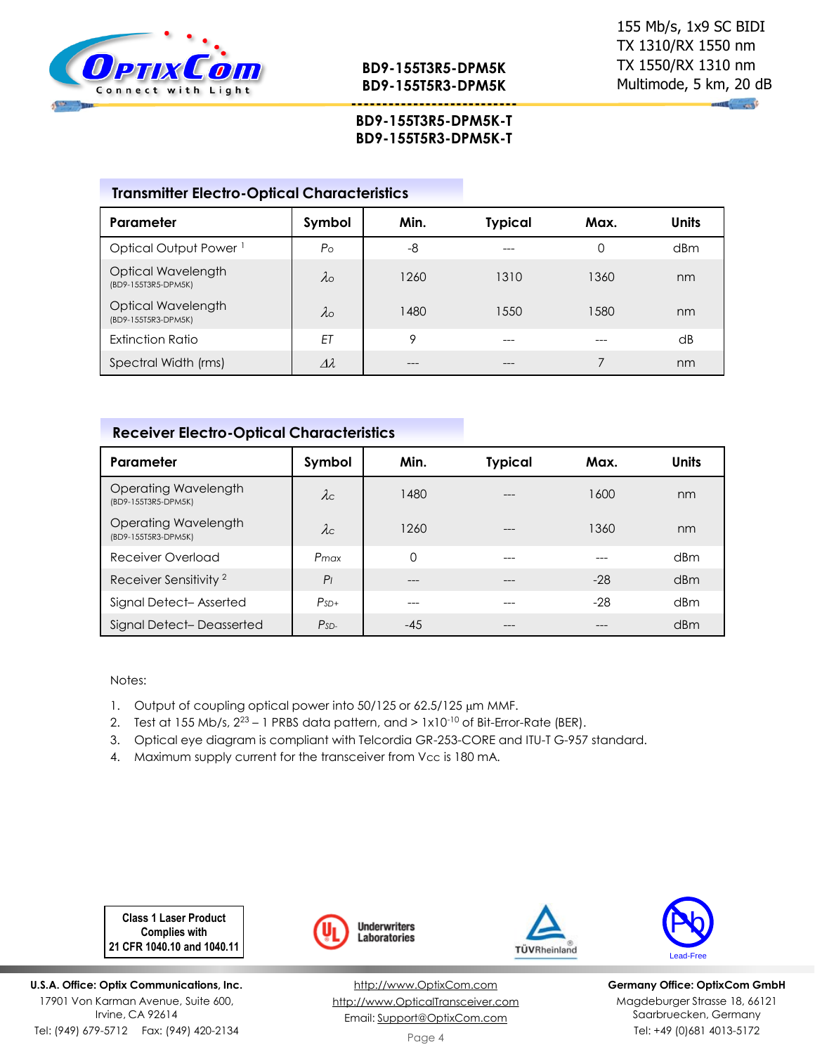BD9-155T3R5-DPM5K
BD9-155T5R3-DPM5K

155 Mb/s, 1x9 SC BIDI
TX 1310/RX 1550 nm
TX 1550/RX 1310 nm
Multimode, 5 km, 20 dB

BD9-155T3R5-DPM5K-T
BD9-155T5R3-DPM5K-T

## Transmitter Electro-Optical Characteristics

| Parameter | Symbol | Min. | Typical | Max. | Units |
|---|---|---|---|---|---|
| Optical Output Power [1] | $P_O$ | -8 | --- | 0 | dBm |
| Optical Wavelength (BD9-155T3R5-DPM5K) | $\lambda_O$ | 1260 | 1310 | 1360 | nm |
| Optical Wavelength (BD9-155T5R3-DPM5K) | $\lambda_O$ | 1480 | 1550 | 1580 | nm |
| Extinction Ratio | $ET$ | 9 | --- | --- | dB |
| Spectral Width (rms) | $\Delta\lambda$ | --- | --- | 7 | nm |

## Receiver Electro-Optical Characteristics

| Parameter | Symbol | Min. | Typical | Max. | Units |
|---|---|---|---|---|---|
| Operating Wavelength (BD9-155T3R5-DPM5K) | $\lambda_C$ | 1480 | --- | 1600 | nm |
| Operating Wavelength (BD9-155T5R3-DPM5K) | $\lambda_C$ | 1260 | --- | 1360 | nm |
| Receiver Overload | $P_{max}$ | 0 | --- | --- | dBm |
| Receiver Sensitivity [2] | $P_I$ | --- | --- | -28 | dBm |
| Signal Detect– Asserted | $P_{SD+}$ | --- | --- | -28 | dBm |
| Signal Detect– Deasserted | $P_{SD-}$ | -45 | --- | --- | dBm |

Notes:

1. Output of coupling optical power into 50/125 or 62.5/125 μm MMF.
2. Test at 155 Mb/s, $2^{23} - 1$ PRBS data pattern, and > $1 \times 10^{-10}$ of Bit-Error-Rate (BER).
3. Optical eye diagram is compliant with Telcordia GR-253-CORE and ITU-T G-957 standard.
4. Maximum supply current for the transceiver from Vcc is 180 mA.

Class 1 Laser Product
Complies with
21 CFR 1040.10 and 1040.11

Underwriters Laboratories

TÜVRheinland

Lead-Free

**U.S.A. Office: Optix Communications, Inc.**
17901 Von Karman Avenue, Suite 600,
Irvine, CA 92614
Tel: (949) 679-5712 Fax: (949) 420-2134

http://www.OptixCom.com
http://www.OpticalTransceiver.com
Email: Support@OptixCom.com

**Germany Office: OptixCom GmbH**
Magdeburger Strasse 18, 66121
Saarbruecken, Germany
Tel: +49 (0)681 4013-5172